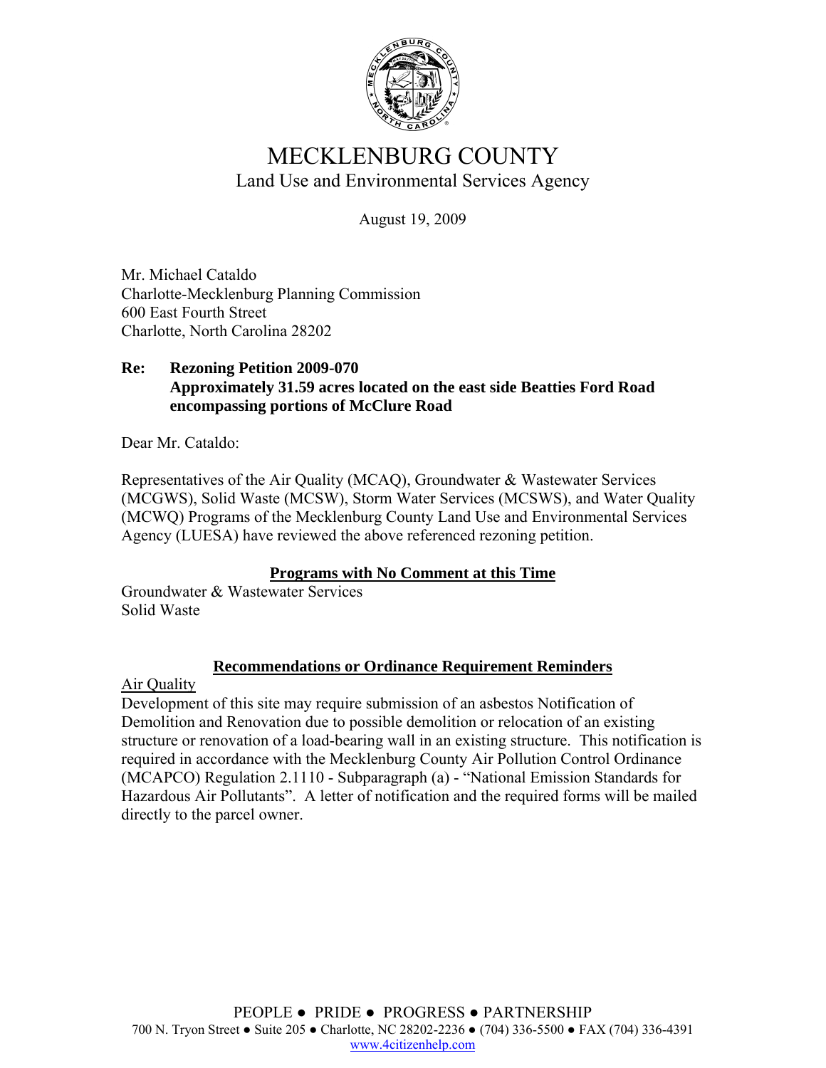# MECKLENBURG COUNTY

## Land Use and Environmental Services Agency

August 19, 2009

Mr. Michael Cataldo
Charlotte-Mecklenburg Planning Commission
600 East Fourth Street
Charlotte, North Carolina 28202

**Re: Rezoning Petition 2009-070**
**Approximately 31.59 acres located on the east side Beatties Ford Road encompassing portions of McClure Road**

Dear Mr. Cataldo:

Representatives of the Air Quality (MCAQ), Groundwater & Wastewater Services (MCGWS), Solid Waste (MCSW), Storm Water Services (MCSWS), and Water Quality (MCWQ) Programs of the Mecklenburg County Land Use and Environmental Services Agency (LUESA) have reviewed the above referenced rezoning petition.

### Programs with No Comment at this Time

Groundwater & Wastewater Services
Solid Waste

### Recommendations or Ordinance Requirement Reminders

Air Quality

Development of this site may require submission of an asbestos Notification of Demolition and Renovation due to possible demolition or relocation of an existing structure or renovation of a load-bearing wall in an existing structure. This notification is required in accordance with the Mecklenburg County Air Pollution Control Ordinance (MCAPCO) Regulation 2.1110 - Subparagraph (a) - "National Emission Standards for Hazardous Air Pollutants". A letter of notification and the required forms will be mailed directly to the parcel owner.

PEOPLE ● PRIDE ● PROGRESS ● PARTNERSHIP
700 N. Tryon Street ● Suite 205 ● Charlotte, NC 28202-2236 ● (704) 336-5500 ● FAX (704) 336-4391
www.4citizenhelp.com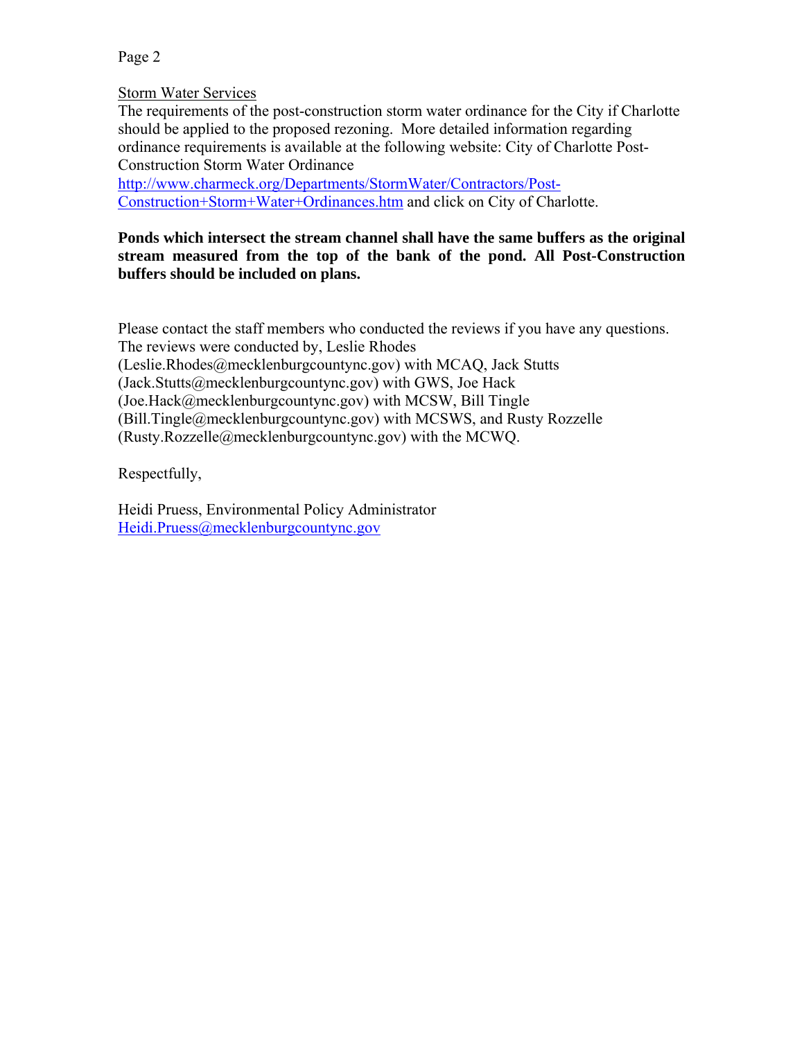Storm Water Services

The requirements of the post-construction storm water ordinance for the City if Charlotte should be applied to the proposed rezoning. More detailed information regarding ordinance requirements is available at the following website: City of Charlotte Post-Construction Storm Water Ordinance http://www.charmeck.org/Departments/StormWater/Contractors/Post-Construction+Storm+Water+Ordinances.htm and click on City of Charlotte.

**Ponds which intersect the stream channel shall have the same buffers as the original stream measured from the top of the bank of the pond. All Post-Construction buffers should be included on plans.**

Please contact the staff members who conducted the reviews if you have any questions. The reviews were conducted by, Leslie Rhodes (Leslie.Rhodes@mecklenburgcountync.gov) with MCAQ, Jack Stutts (Jack.Stutts@mecklenburgcountync.gov) with GWS, Joe Hack (Joe.Hack@mecklenburgcountync.gov) with MCSW, Bill Tingle (Bill.Tingle@mecklenburgcountync.gov) with MCSWS, and Rusty Rozzelle (Rusty.Rozzelle@mecklenburgcountync.gov) with the MCWQ.

Respectfully,

Heidi Pruess, Environmental Policy Administrator
Heidi.Pruess@mecklenburgcountync.gov